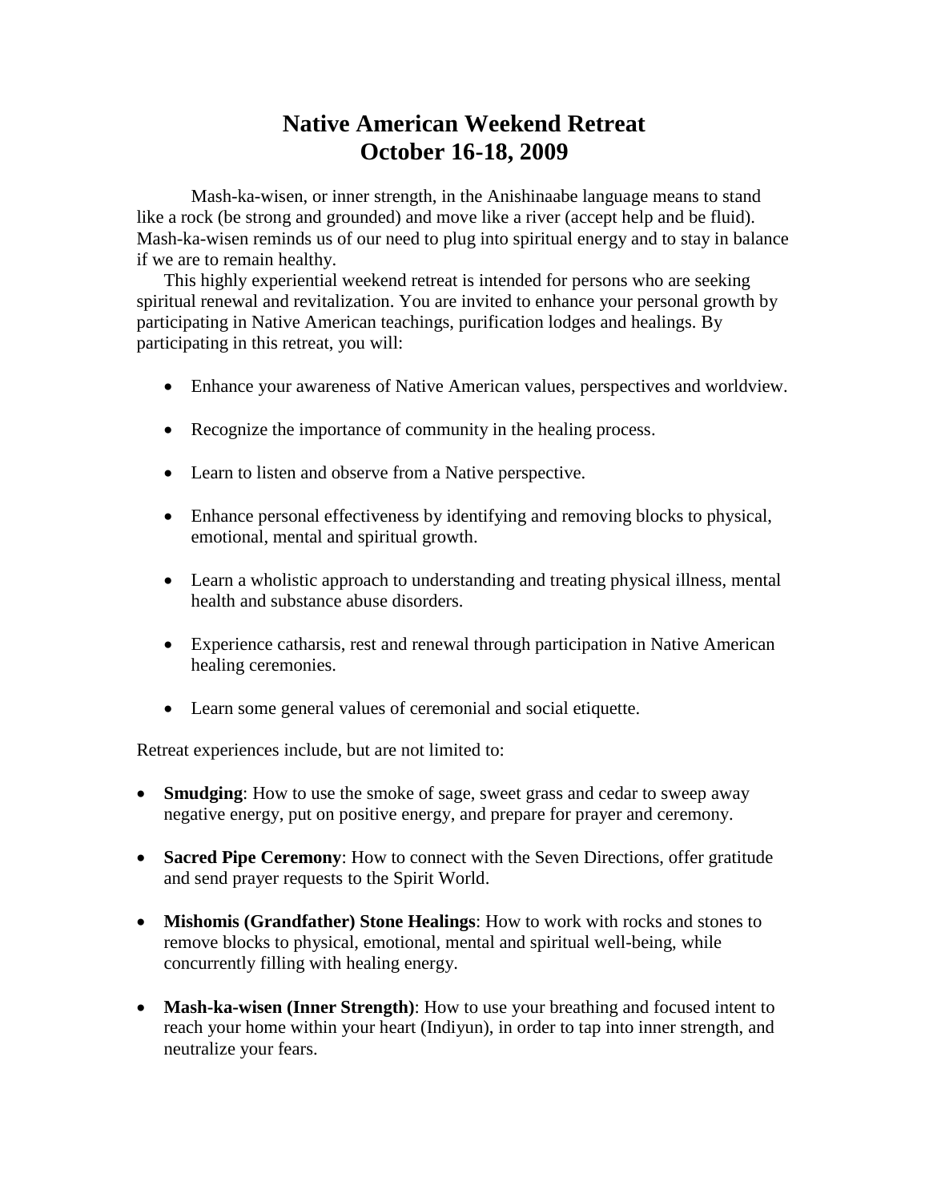# Native American Weekend Retreat
# October 16-18, 2009

Mash-ka-wisen, or inner strength, in the Anishinaabe language means to stand like a rock (be strong and grounded) and move like a river (accept help and be fluid). Mash-ka-wisen reminds us of our need to plug into spiritual energy and to stay in balance if we are to remain healthy.

This highly experiential weekend retreat is intended for persons who are seeking spiritual renewal and revitalization. You are invited to enhance your personal growth by participating in Native American teachings, purification lodges and healings. By participating in this retreat, you will:

- Enhance your awareness of Native American values, perspectives and worldview.
- Recognize the importance of community in the healing process.
- Learn to listen and observe from a Native perspective.
- Enhance personal effectiveness by identifying and removing blocks to physical, emotional, mental and spiritual growth.
- Learn a wholistic approach to understanding and treating physical illness, mental health and substance abuse disorders.
- Experience catharsis, rest and renewal through participation in Native American healing ceremonies.
- Learn some general values of ceremonial and social etiquette.

Retreat experiences include, but are not limited to:

- **Smudging**: How to use the smoke of sage, sweet grass and cedar to sweep away negative energy, put on positive energy, and prepare for prayer and ceremony.
- **Sacred Pipe Ceremony**: How to connect with the Seven Directions, offer gratitude and send prayer requests to the Spirit World.
- **Mishomis (Grandfather) Stone Healings**: How to work with rocks and stones to remove blocks to physical, emotional, mental and spiritual well-being, while concurrently filling with healing energy.
- **Mash-ka-wisen (Inner Strength)**: How to use your breathing and focused intent to reach your home within your heart (Indiyun), in order to tap into inner strength, and neutralize your fears.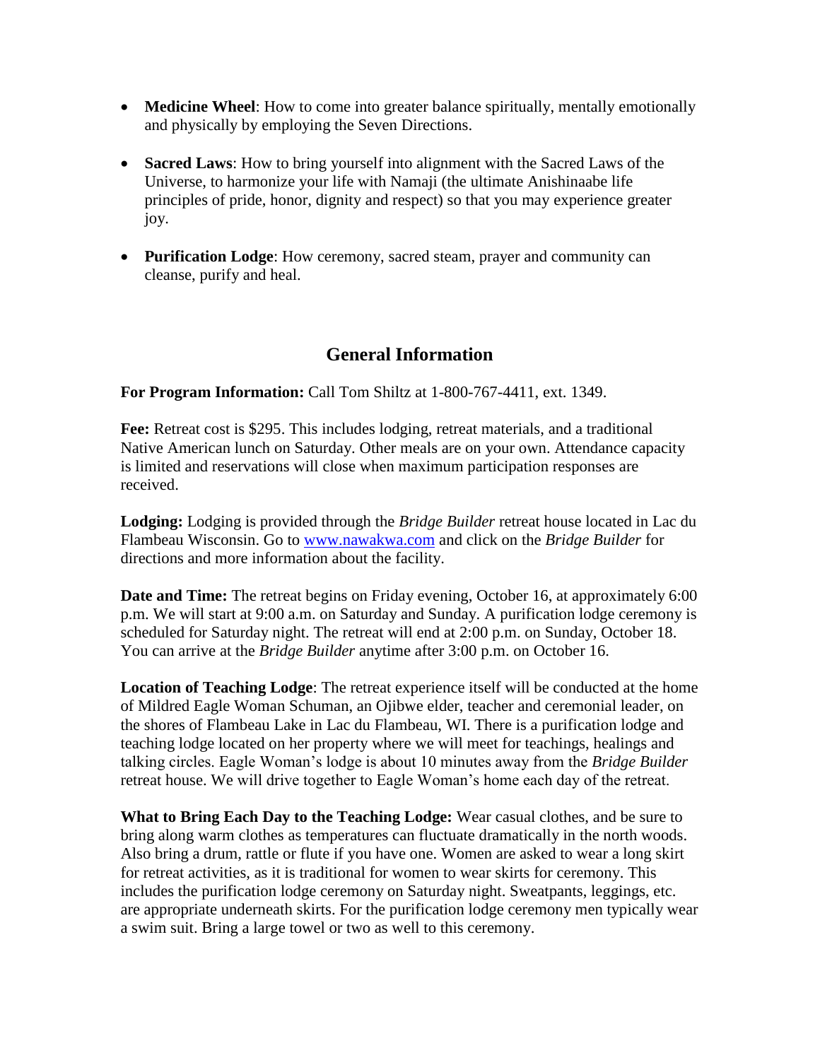- **Medicine Wheel**: How to come into greater balance spiritually, mentally emotionally and physically by employing the Seven Directions.

- **Sacred Laws**: How to bring yourself into alignment with the Sacred Laws of the Universe, to harmonize your life with Namaji (the ultimate Anishinaabe life principles of pride, honor, dignity and respect) so that you may experience greater joy.

- **Purification Lodge**: How ceremony, sacred steam, prayer and community can cleanse, purify and heal.

## General Information

**For Program Information:** Call Tom Shiltz at 1-800-767-4411, ext. 1349.

**Fee:** Retreat cost is $295. This includes lodging, retreat materials, and a traditional Native American lunch on Saturday. Other meals are on your own. Attendance capacity is limited and reservations will close when maximum participation responses are received.

**Lodging:** Lodging is provided through the *Bridge Builder* retreat house located in Lac du Flambeau Wisconsin. Go to [www.nawakwa.com](http://www.nawakwa.com) and click on the *Bridge Builder* for directions and more information about the facility.

**Date and Time:** The retreat begins on Friday evening, October 16, at approximately 6:00 p.m. We will start at 9:00 a.m. on Saturday and Sunday. A purification lodge ceremony is scheduled for Saturday night. The retreat will end at 2:00 p.m. on Sunday, October 18. You can arrive at the *Bridge Builder* anytime after 3:00 p.m. on October 16.

**Location of Teaching Lodge**: The retreat experience itself will be conducted at the home of Mildred Eagle Woman Schuman, an Ojibwe elder, teacher and ceremonial leader, on the shores of Flambeau Lake in Lac du Flambeau, WI. There is a purification lodge and teaching lodge located on her property where we will meet for teachings, healings and talking circles. Eagle Woman's lodge is about 10 minutes away from the *Bridge Builder* retreat house. We will drive together to Eagle Woman's home each day of the retreat.

**What to Bring Each Day to the Teaching Lodge:** Wear casual clothes, and be sure to bring along warm clothes as temperatures can fluctuate dramatically in the north woods. Also bring a drum, rattle or flute if you have one. Women are asked to wear a long skirt for retreat activities, as it is traditional for women to wear skirts for ceremony. This includes the purification lodge ceremony on Saturday night. Sweatpants, leggings, etc. are appropriate underneath skirts. For the purification lodge ceremony men typically wear a swim suit. Bring a large towel or two as well to this ceremony.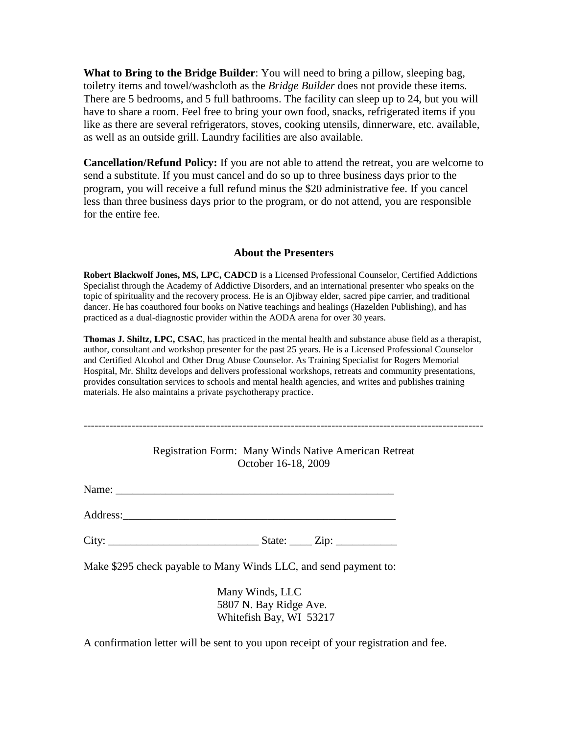**What to Bring to the Bridge Builder**: You will need to bring a pillow, sleeping bag, toiletry items and towel/washcloth as the *Bridge Builder* does not provide these items. There are 5 bedrooms, and 5 full bathrooms. The facility can sleep up to 24, but you will have to share a room. Feel free to bring your own food, snacks, refrigerated items if you like as there are several refrigerators, stoves, cooking utensils, dinnerware, etc. available, as well as an outside grill. Laundry facilities are also available.

**Cancellation/Refund Policy:** If you are not able to attend the retreat, you are welcome to send a substitute. If you must cancel and do so up to three business days prior to the program, you will receive a full refund minus the $20 administrative fee. If you cancel less than three business days prior to the program, or do not attend, you are responsible for the entire fee.

## About the Presenters

**Robert Blackwolf Jones, MS, LPC, CADCD** is a Licensed Professional Counselor, Certified Addictions Specialist through the Academy of Addictive Disorders, and an international presenter who speaks on the topic of spirituality and the recovery process. He is an Ojibway elder, sacred pipe carrier, and traditional dancer. He has coauthored four books on Native teachings and healings (Hazelden Publishing), and has practiced as a dual-diagnostic provider within the AODA arena for over 30 years.

**Thomas J. Shiltz, LPC, CSAC**, has practiced in the mental health and substance abuse field as a therapist, author, consultant and workshop presenter for the past 25 years. He is a Licensed Professional Counselor and Certified Alcohol and Other Drug Abuse Counselor. As Training Specialist for Rogers Memorial Hospital, Mr. Shiltz develops and delivers professional workshops, retreats and community presentations, provides consultation services to schools and mental health agencies, and writes and publishes training materials. He also maintains a private psychotherapy practice.

---

Registration Form: Many Winds Native American Retreat
October 16-18, 2009

Name: ___________________________________________________

Address:__________________________________________________

City: ___________________________ State: ____ Zip: ___________

Make $295 check payable to Many Winds LLC, and send payment to:

Many Winds, LLC
5807 N. Bay Ridge Ave.
Whitefish Bay, WI 53217

A confirmation letter will be sent to you upon receipt of your registration and fee.